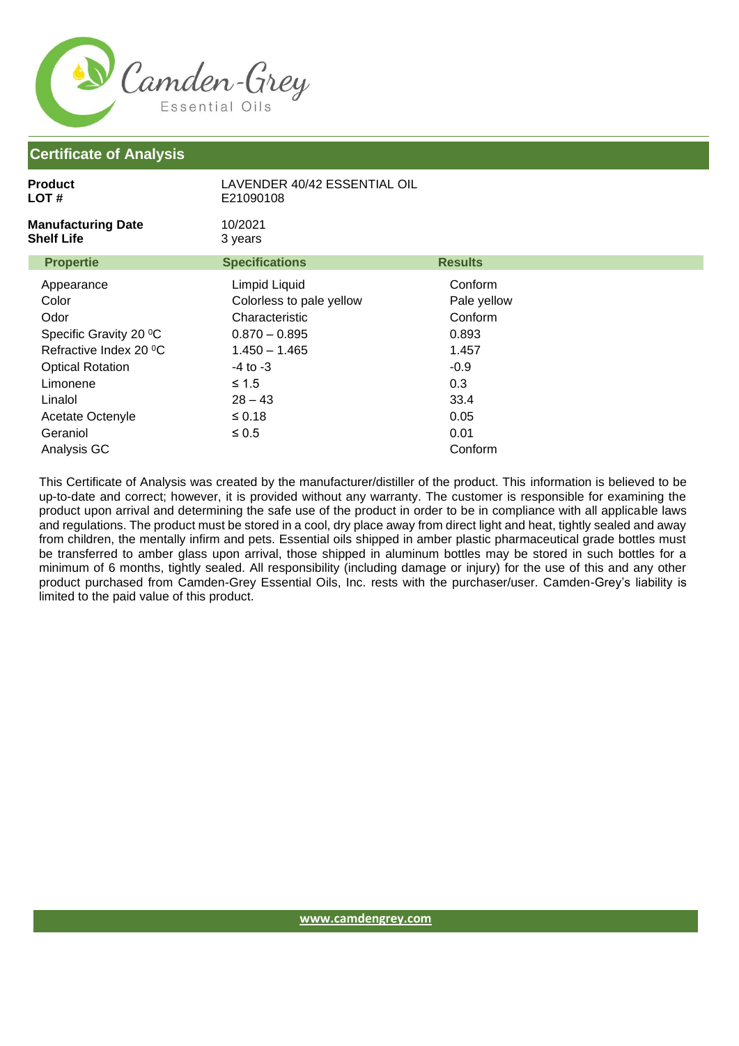Camden-Grey
Essential Oils

## Certificate of Analysis

**Product** LAVENDER 40/42 ESSENTIAL OIL
**LOT #** E21090108

**Manufacturing Date** 10/2021
**Shelf Life** 3 years

| Propertie | Specifications | Results |
|---|---|---|
| Appearance | Limpid Liquid | Conform |
| Color | Colorless to pale yellow | Pale yellow |
| Odor | Characteristic | Conform |
| Specific Gravity 20 ⁰C | 0.870 – 0.895 | 0.893 |
| Refractive Index 20 ⁰C | 1.450 – 1.465 | 1.457 |
| Optical Rotation | -4 to -3 | -0.9 |
| Limonene | ≤ 1.5 | 0.3 |
| Linalol | 28 – 43 | 33.4 |
| Acetate Octenyle | ≤ 0.18 | 0.05 |
| Geraniol | ≤ 0.5 | 0.01 |
| Analysis GC | | Conform |

This Certificate of Analysis was created by the manufacturer/distiller of the product. This information is believed to be up-to-date and correct; however, it is provided without any warranty. The customer is responsible for examining the product upon arrival and determining the safe use of the product in order to be in compliance with all applicable laws and regulations. The product must be stored in a cool, dry place away from direct light and heat, tightly sealed and away from children, the mentally infirm and pets. Essential oils shipped in amber plastic pharmaceutical grade bottles must be transferred to amber glass upon arrival, those shipped in aluminum bottles may be stored in such bottles for a minimum of 6 months, tightly sealed. All responsibility (including damage or injury) for the use of this and any other product purchased from Camden-Grey Essential Oils, Inc. rests with the purchaser/user. Camden-Grey's liability is limited to the paid value of this product.

www.camdengrey.com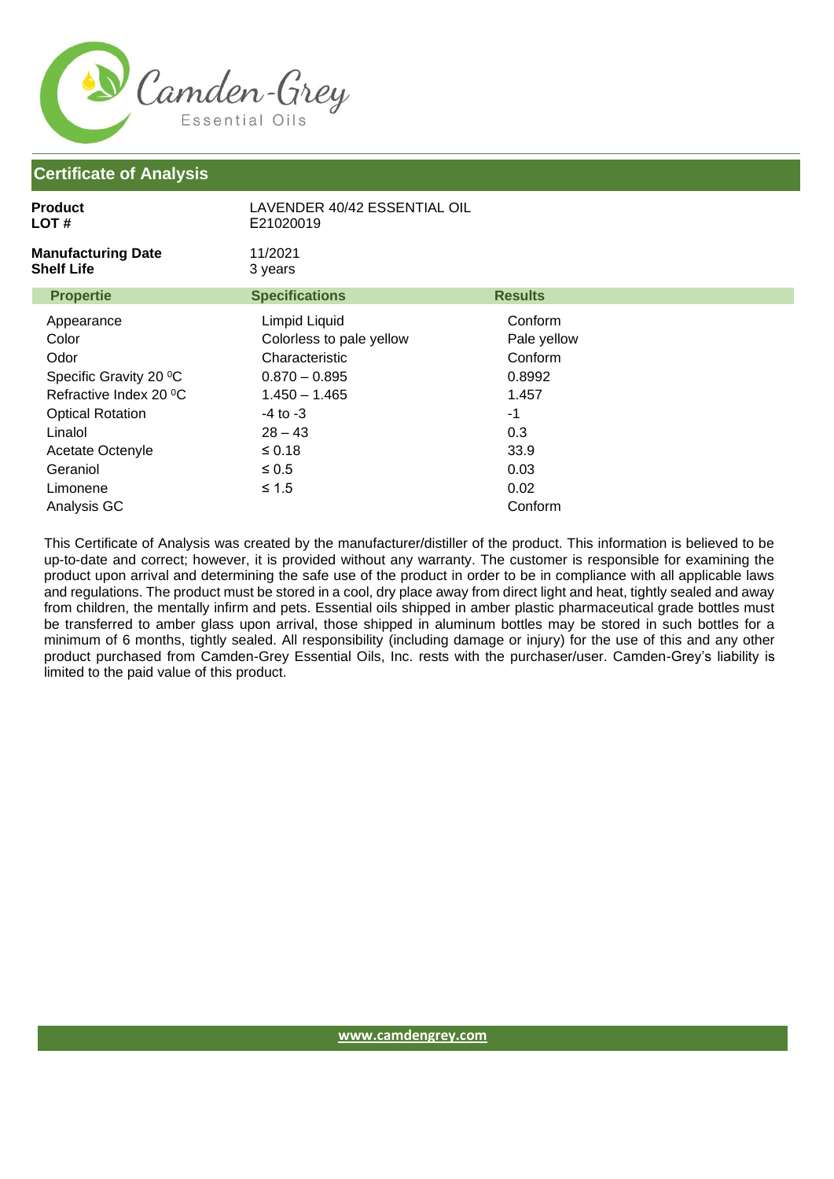Camden-Grey
Essential Oils

## Certificate of Analysis

**Product** LAVENDER 40/42 ESSENTIAL OIL
**LOT #** E21020019

**Manufacturing Date** 11/2021
**Shelf Life** 3 years

| Propertie | Specifications | Results |
|---|---|---|
| Appearance | Limpid Liquid | Conform |
| Color | Colorless to pale yellow | Pale yellow |
| Odor | Characteristic | Conform |
| Specific Gravity 20 ⁰C | 0.870 – 0.895 | 0.8992 |
| Refractive Index 20 ⁰C | 1.450 – 1.465 | 1.457 |
| Optical Rotation | -4 to -3 | -1 |
| Linalol | 28 – 43 | 0.3 |
| Acetate Octenyle | ≤ 0.18 | 33.9 |
| Geraniol | ≤ 0.5 | 0.03 |
| Limonene | ≤ 1.5 | 0.02 |
| Analysis GC | | Conform |

This Certificate of Analysis was created by the manufacturer/distiller of the product. This information is believed to be up-to-date and correct; however, it is provided without any warranty. The customer is responsible for examining the product upon arrival and determining the safe use of the product in order to be in compliance with all applicable laws and regulations. The product must be stored in a cool, dry place away from direct light and heat, tightly sealed and away from children, the mentally infirm and pets. Essential oils shipped in amber plastic pharmaceutical grade bottles must be transferred to amber glass upon arrival, those shipped in aluminum bottles may be stored in such bottles for a minimum of 6 months, tightly sealed. All responsibility (including damage or injury) for the use of this and any other product purchased from Camden-Grey Essential Oils, Inc. rests with the purchaser/user. Camden-Grey's liability is limited to the paid value of this product.

www.camdengrey.com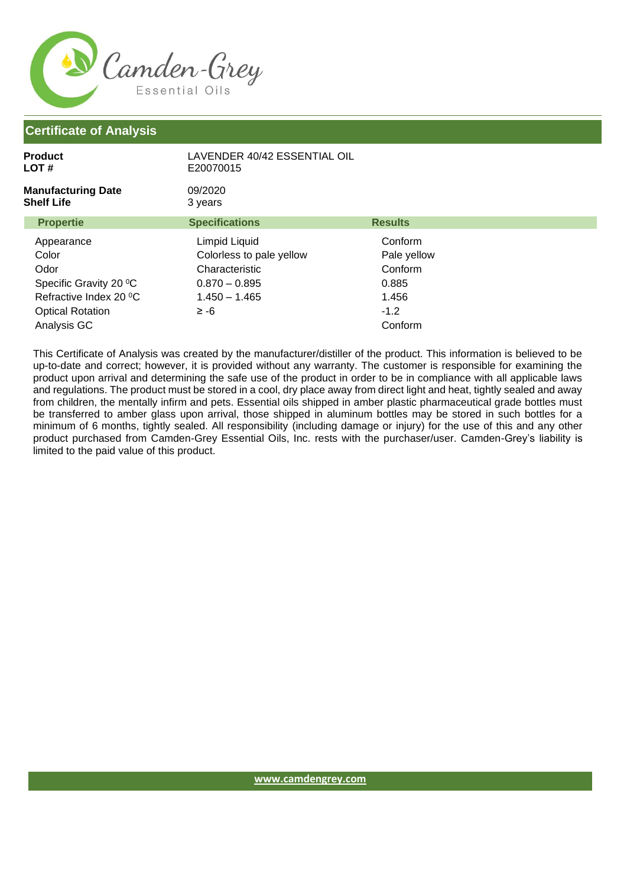Camden-Grey
Essential Oils

## Certificate of Analysis

**Product** LAVENDER 40/42 ESSENTIAL OIL
**LOT #** E20070015

**Manufacturing Date** 09/2020
**Shelf Life** 3 years

| Propertie | Specifications | Results |
|---|---|---|
| Appearance | Limpid Liquid | Conform |
| Color | Colorless to pale yellow | Pale yellow |
| Odor | Characteristic | Conform |
| Specific Gravity 20 ⁰C | 0.870 – 0.895 | 0.885 |
| Refractive Index 20 ⁰C | 1.450 – 1.465 | 1.456 |
| Optical Rotation | ≥ -6 | -1.2 |
| Analysis GC | | Conform |

This Certificate of Analysis was created by the manufacturer/distiller of the product. This information is believed to be up-to-date and correct; however, it is provided without any warranty. The customer is responsible for examining the product upon arrival and determining the safe use of the product in order to be in compliance with all applicable laws and regulations. The product must be stored in a cool, dry place away from direct light and heat, tightly sealed and away from children, the mentally infirm and pets. Essential oils shipped in amber plastic pharmaceutical grade bottles must be transferred to amber glass upon arrival, those shipped in aluminum bottles may be stored in such bottles for a minimum of 6 months, tightly sealed. All responsibility (including damage or injury) for the use of this and any other product purchased from Camden-Grey Essential Oils, Inc. rests with the purchaser/user. Camden-Grey's liability is limited to the paid value of this product.

www.camdengrey.com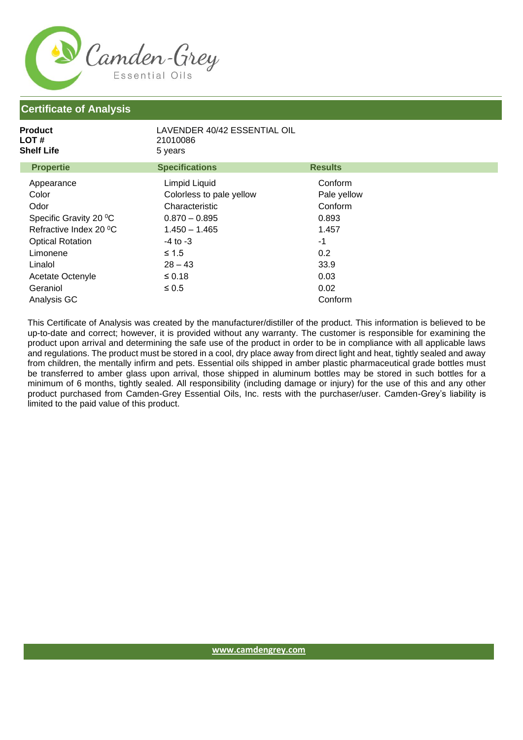Camden-Grey
Essential Oils

## Certificate of Analysis

**Product** LAVENDER 40/42 ESSENTIAL OIL
**LOT #** 21010086
**Shelf Life** 5 years

| Propertie | Specifications | Results |
|---|---|---|
| Appearance | Limpid Liquid | Conform |
| Color | Colorless to pale yellow | Pale yellow |
| Odor | Characteristic | Conform |
| Specific Gravity 20 ⁰C | 0.870 – 0.895 | 0.893 |
| Refractive Index 20 ⁰C | 1.450 – 1.465 | 1.457 |
| Optical Rotation | -4 to -3 | -1 |
| Limonene | ≤ 1.5 | 0.2 |
| Linalol | 28 – 43 | 33.9 |
| Acetate Octenyle | ≤ 0.18 | 0.03 |
| Geraniol | ≤ 0.5 | 0.02 |
| Analysis GC | | Conform |

This Certificate of Analysis was created by the manufacturer/distiller of the product. This information is believed to be up-to-date and correct; however, it is provided without any warranty. The customer is responsible for examining the product upon arrival and determining the safe use of the product in order to be in compliance with all applicable laws and regulations. The product must be stored in a cool, dry place away from direct light and heat, tightly sealed and away from children, the mentally infirm and pets. Essential oils shipped in amber plastic pharmaceutical grade bottles must be transferred to amber glass upon arrival, those shipped in aluminum bottles may be stored in such bottles for a minimum of 6 months, tightly sealed. All responsibility (including damage or injury) for the use of this and any other product purchased from Camden-Grey Essential Oils, Inc. rests with the purchaser/user. Camden-Grey's liability is limited to the paid value of this product.

www.camdengrey.com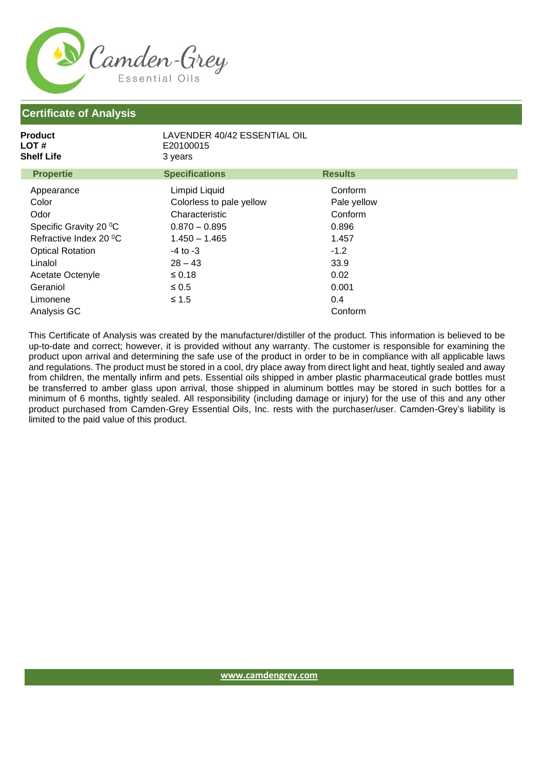Camden-Grey
Essential Oils

## Certificate of Analysis

**Product** LAVENDER 40/42 ESSENTIAL OIL
**LOT #** E20100015
**Shelf Life** 3 years

| Propertie | Specifications | Results |
| --- | --- | --- |
| Appearance | Limpid Liquid | Conform |
| Color | Colorless to pale yellow | Pale yellow |
| Odor | Characteristic | Conform |
| Specific Gravity 20 ⁰C | 0.870 – 0.895 | 0.896 |
| Refractive Index 20 ⁰C | 1.450 – 1.465 | 1.457 |
| Optical Rotation | -4 to -3 | -1.2 |
| Linalol | 28 – 43 | 33.9 |
| Acetate Octenyle | ≤ 0.18 | 0.02 |
| Geraniol | ≤ 0.5 | 0.001 |
| Limonene | ≤ 1.5 | 0.4 |
| Analysis GC | | Conform |

This Certificate of Analysis was created by the manufacturer/distiller of the product. This information is believed to be up-to-date and correct; however, it is provided without any warranty. The customer is responsible for examining the product upon arrival and determining the safe use of the product in order to be in compliance with all applicable laws and regulations. The product must be stored in a cool, dry place away from direct light and heat, tightly sealed and away from children, the mentally infirm and pets. Essential oils shipped in amber plastic pharmaceutical grade bottles must be transferred to amber glass upon arrival, those shipped in aluminum bottles may be stored in such bottles for a minimum of 6 months, tightly sealed. All responsibility (including damage or injury) for the use of this and any other product purchased from Camden-Grey Essential Oils, Inc. rests with the purchaser/user. Camden-Grey's liability is limited to the paid value of this product.

www.camdengrey.com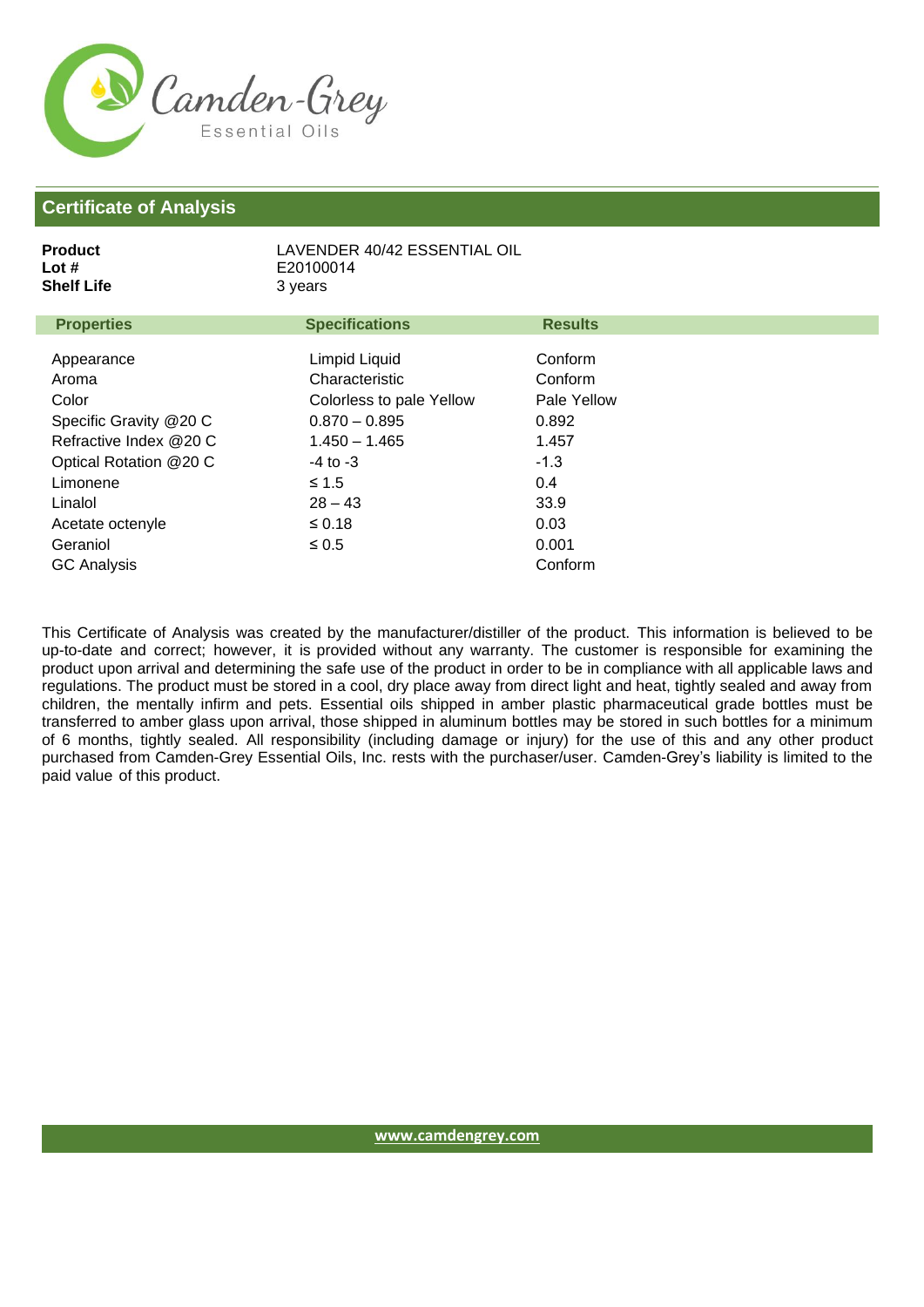Camden-Grey

Essential Oils

## Certificate of Analysis

| | |
|---|---|
| **Product** | LAVENDER 40/42 ESSENTIAL OIL |
| **Lot #** | E20100014 |
| **Shelf Life** | 3 years |

| Properties | Specifications | Results |
|---|---|---|
| Appearance | Limpid Liquid | Conform |
| Aroma | Characteristic | Conform |
| Color | Colorless to pale Yellow | Pale Yellow |
| Specific Gravity @20 C | 0.870 – 0.895 | 0.892 |
| Refractive Index @20 C | 1.450 – 1.465 | 1.457 |
| Optical Rotation @20 C | -4 to -3 | -1.3 |
| Limonene | ≤ 1.5 | 0.4 |
| Linalol | 28 – 43 | 33.9 |
| Acetate octenyle | ≤ 0.18 | 0.03 |
| Geraniol | ≤ 0.5 | 0.001 |
| GC Analysis | | Conform |

This Certificate of Analysis was created by the manufacturer/distiller of the product. This information is believed to be up-to-date and correct; however, it is provided without any warranty. The customer is responsible for examining the product upon arrival and determining the safe use of the product in order to be in compliance with all applicable laws and regulations. The product must be stored in a cool, dry place away from direct light and heat, tightly sealed and away from children, the mentally infirm and pets. Essential oils shipped in amber plastic pharmaceutical grade bottles must be transferred to amber glass upon arrival, those shipped in aluminum bottles may be stored in such bottles for a minimum of 6 months, tightly sealed. All responsibility (including damage or injury) for the use of this and any other product purchased from Camden-Grey Essential Oils, Inc. rests with the purchaser/user. Camden-Grey's liability is limited to the paid value of this product.

www.camdengrey.com